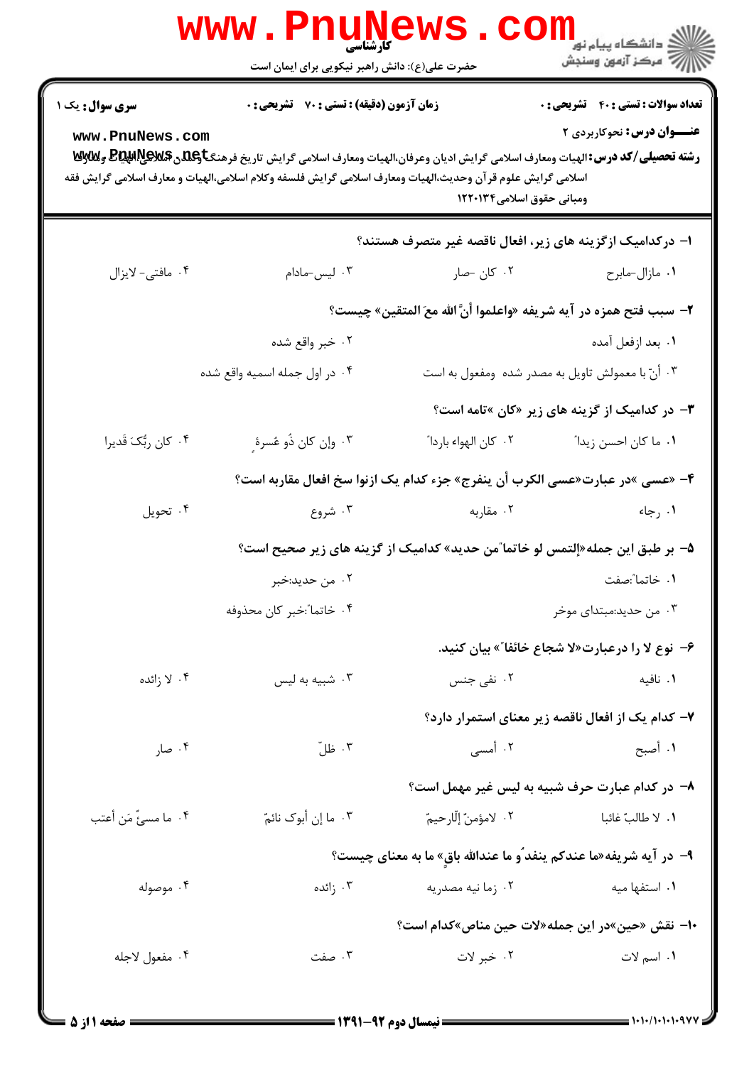کارشناسی

حضرت علی(ع): دانش راهبر نیکویی برای ایمان است

دانشگاه پیام نور
مرکز آزمون وسنجش

**سری سوال:** یک ۱ | **زمان آزمون (دقیقه) : تستی : ۷۰ تشریحی : ۰** | **تعداد سوالات : تستی : ۴۰ تشریحی : ۰**

**عنـــوان درس:** نحوکاربردی ۲

**رشته تحصیلی/کد درس:** الهیات ومعارف اسلامی گرایش ادیان وعرفان،الهیات ومعارف اسلامی گرایش تاریخ فرهنگ وتمدن اسلامی،الهیات ومعارف اسلامی گرایش علوم قرآن وحدیث،الهیات ومعارف اسلامی گرایش فلسفه وکلام اسلامی،الهیات و معارف اسلامی گرایش فقه ومبانی حقوق اسلامی۱۲۲۰۱۳۴

۱- درکدامیک ازگزینه های زیر، افعال ناقصه غیر متصرف هستند؟

۱. مازال-مابرح
۲. کان -صار
۳. لیس-مادام
۴. مافتی- لایزال

۲- سبب فتح همزه در آیه شریفه «واعلموا أنَّ الله معَ المتقین» چیست؟

۱. بعد ازفعل آمده
۲. خبر واقع شده
۳. أنّ با معمولش تاویل به مصدر شده ومفعول به است
۴. در اول جمله اسمیه واقع شده

۳- در کدامیک از گزینه های زیر «کان »تامه است؟

۱. ما کان احسن زیداً
۲. کان الهواء بارداً
۳. وإن کان ذُو عُسرةٍ
۴. کان ربُّکَ قَدیرا

۴- «عسی »در عبارت«عسی الکرب أن ینفرج» جزء کدام یک ازانوا سخ افعال مقاربه است؟

۱. رجاء
۲. مقاربه
۳. شروع
۴. تحویل

۵- بر طبق این جمله«إلتمس لو خاتماً من حدید» کدامیک از گزینه های زیر صحیح است؟

۱. خاتماً:صفت
۲. من حدید:خبر
۳. من حدید:مبتدای موخر
۴. خاتماً:خبر کان محذوفه

۶- نوع لا را درعبارت«لا شجاع خائفاً» بیان کنید.

۱. نافیه
۲. نفی جنس
۳. شبیه به لیس
۴. لا زائده

۷- کدام یک از افعال ناقصه زیر معنای استمرار دارد؟

۱. أصبح
۲. أمسی
۳. ظلّ
۴. صار

۸- در کدام عبارت حرف شبیه به لیس غیر مهمل است؟

۱. لا طالبٌ غائبا
۲. لامؤمنٌ إلّارحیمٌ
۳. ما إن أبوک نائمٌ
۴. ما مسیءٌ مَن أعتب

۹- در آیه شریفه«ما عندکم ینفدُو ما عندالله باقٍ» ما به معنای چیست؟

۱. استفهامیه
۲. زما نیه مصدریه
۳. زائده
۴. موصوله

۱۰- نقش «حین»در این جمله«لات حین مناص»کدام است؟

۱. اسم لات
۲. خبر لات
۳. صفت
۴. مفعول لاجله

نیمسال دوم ۹۲-۱۳۹۱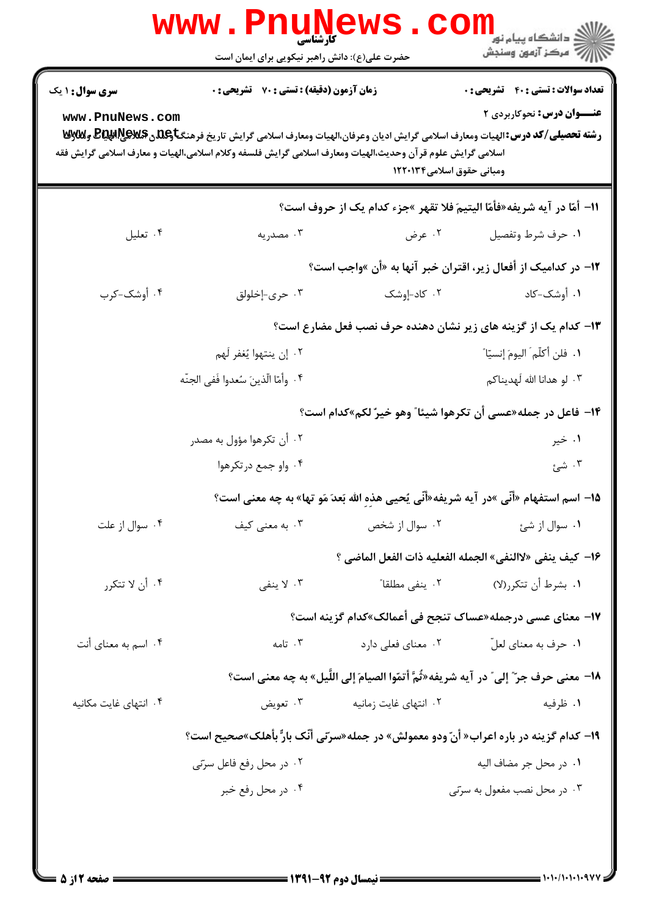**سری سوال:** ۱ یک

**زمان آزمون (دقیقه) : تستی :** ۷۰ **تشریحی :** ۰

**تعداد سوالات : تستی :** ۴۰ **تشریحی :** ۰

**عنـــوان درس:** نحوکاربردی ۲

**رشته تحصیلی/کد درس:** الهیات ومعارف اسلامی گرایش ادیان وعرفان،الهیات ومعارف اسلامی گرایش تاریخ فرهنگ وتمدن اسلامی،الهیات ومعارف اسلامی گرایش علوم قرآن وحدیث،الهیات ومعارف اسلامی گرایش فلسفه وکلام اسلامی،الهیات و معارف اسلامی گرایش فقه ومبانی حقوق اسلامی۱۲۲۰۱۳۴

۱۱- أمّا در آیه شریفه«فأمّا الیتیمَ فلا تقهر »جزء کدام یک از حروف است؟

۱. حرف شرط وتفصیل
۲. عرض
۳. مصدریه
۴. تعلیل

۱۲- در کدامیک از أفعال زیر، اقتران خبر آنها به «أن »واجب است؟

۱. أوشک-کاد
۲. کاد-إوشک
۳. حری-إخلولق
۴. أوشک-کرب

۱۳- کدام یک از گزینه های زیر نشان دهنده حرف نصب فعل مضارع است؟

۱. فلن أکلّمَ الیومَ إنسیّا"
۲. إن ینتهوا یُغفر لَهم
۳. لو هدانا الله لَهدیناکم
۴. وأمّا الّذینَ سُعدوا فَفی الجنّه

۱۴- فاعل در جمله«عسی أن تکرهوا شیئا" وهو خیرٌ لکم»کدام است؟

۱. خیر
۲. أن تکرهوا مؤول به مصدر
۳. شیٔ
۴. واو جمع درتکرهوا

۱۵- اسم استفهام «أنّی »در آیه شریفه«أنّی یُحیی هذهِ الله بَعدَ مَو تها» به چه معنی است؟

۱. سوال از شیٔ
۲. سوال از شخص
۳. به معنی کیف
۴. سوال از علت

۱۶- کیف ینفی «لاالنفی» الجمله الفعلیه ذات الفعل الماضی ؟

۱. بشرط أن تتکرر(لا)
۲. ینفی مطلقا"
۳. لا ینفی
۴. أن لا تتکرر

۱۷- معنای عسی درجمله«عساک تنجح فی أعمالک»کدام گزینه است؟

۱. حرف به معنای لعلّ
۲. معنای فعلی دارد
۳. تامه
۴. اسم به معنای أنت

۱۸- معنی حرف جرّ" إلی" در آیه شریفه«ثُمَّ أتمّوا الصیامَ إلی اللَّیل» به چه معنی است؟

۱. ظرفیه
۲. انتهای غایت زمانیه
۳. تعویض
۴. انتهای غایت مکانیه

۱۹- کدام گزینه در باره اعراب« أنّ ودو معمولش» در جمله«سرّنی أنّک بارٌّ بأهلک»صحیح است؟

۱. در محل جر مضاف الیه
۲. در محل رفع فاعل سرّنی
۳. در محل نصب مفعول به سرّنی
۴. در محل رفع خبر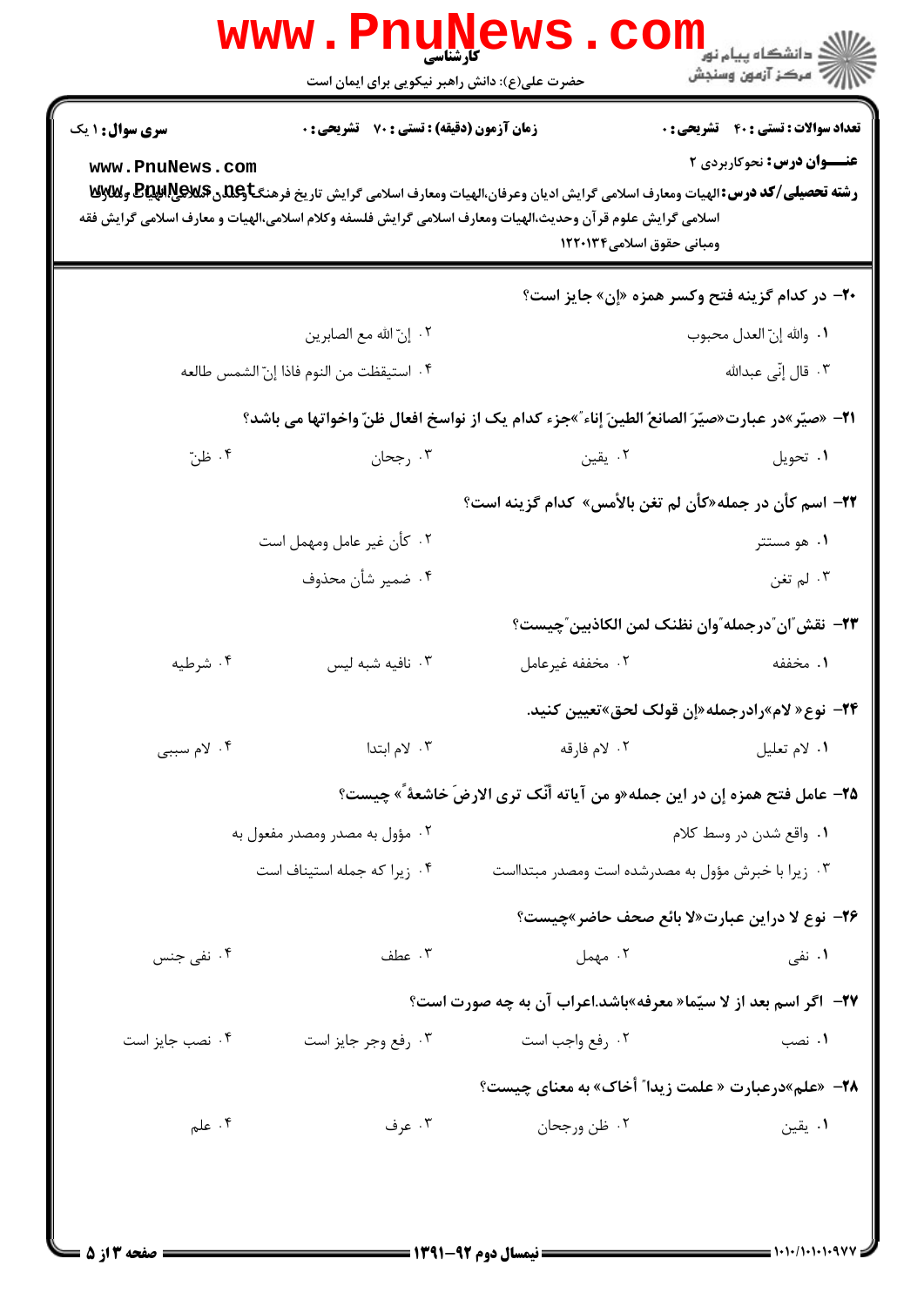**سری سوال:** ۱ یک | **زمان آزمون (دقیقه) : تستی :** ۷۰ **تشریحی :** ۰ | **تعداد سوالات : تستی :** ۴۰ **تشریحی :** ۰

**عنـــوان درس:** نحوکاربردی ۲

**رشته تحصیلی/کد درس:** الهیات ومعارف اسلامی گرایش ادیان وعرفان،الهیات ومعارف اسلامی گرایش تاریخ فرهنگ وتمدن اسلامی،الهیات ومعارف اسلامی گرایش علوم قرآن وحدیث،الهیات ومعارف اسلامی گرایش فلسفه وکلام اسلامی،الهیات و معارف اسلامی گرایش فقه ومبانی حقوق اسلامی۱۲۲۰۱۳۴

۲۰- در کدام گزینه فتح وکسر همزه «إن» جایز است؟

۱. والله إنّ العدل محبوب
۲. إنّ الله مع الصابرین
۳. قال إنّي عبدالله
۴. استیقظت من النوم فاذا إنّ الشمس طالعه

۲۱- «صیّر»در عبارت«صیّرَ الصانعُ الطینَ إناء"»جزء کدام یک از نواسخ افعال ظنّ واخواتها می باشد؟

۱. تحویل
۲. یقین
۳. رجحان
۴. ظنّ

۲۲- اسم کأن در جمله«کأن لم تغن بالأمس» کدام گزینه است؟

۱. هو مستتر
۲. کأن غیر عامل ومهمل است
۳. لم تغن
۴. ضمیر شأن محذوف

۲۳- نقش"ان"درجمله"وان نظنک لمن الکاذبین"چیست؟

۱. مخففه
۲. مخففه غیرعامل
۳. نافیه شبه لیس
۴. شرطیه

۲۴- نوع« لام»رادرجمله«إن قولک لحق»تعیین کنید.

۱. لام تعلیل
۲. لام فارقه
۳. لام ابتدا
۴. لام سببی

۲۵- عامل فتح همزه إن در این جمله«و من آیاته أنّک تری الارضَ خاشعةً» چیست؟

۱. واقع شدن در وسط کلام
۲. مؤول به مصدر ومصدر مفعول به
۳. زیرا با خبرش مؤول به مصدرشده است ومصدر مبتدااست
۴. زیرا که جمله استیناف است

۲۶- نوع لا دراین عبارت«لا بائع صحف حاضر»چیست؟

۱. نفی
۲. مهمل
۳. عطف
۴. نفی جنس

۲۷- اگر اسم بعد از لا سیّما« معرفه»باشد.اعراب آن به چه صورت است؟

۱. نصب
۲. رفع واجب است
۳. رفع وجر جایز است
۴. نصب جایز است

۲۸- «علم»درعبارت « علمت زیدا" أخاک» به معنای چیست؟

۱. یقین
۲. ظن ورجحان
۳. عرف
۴. علم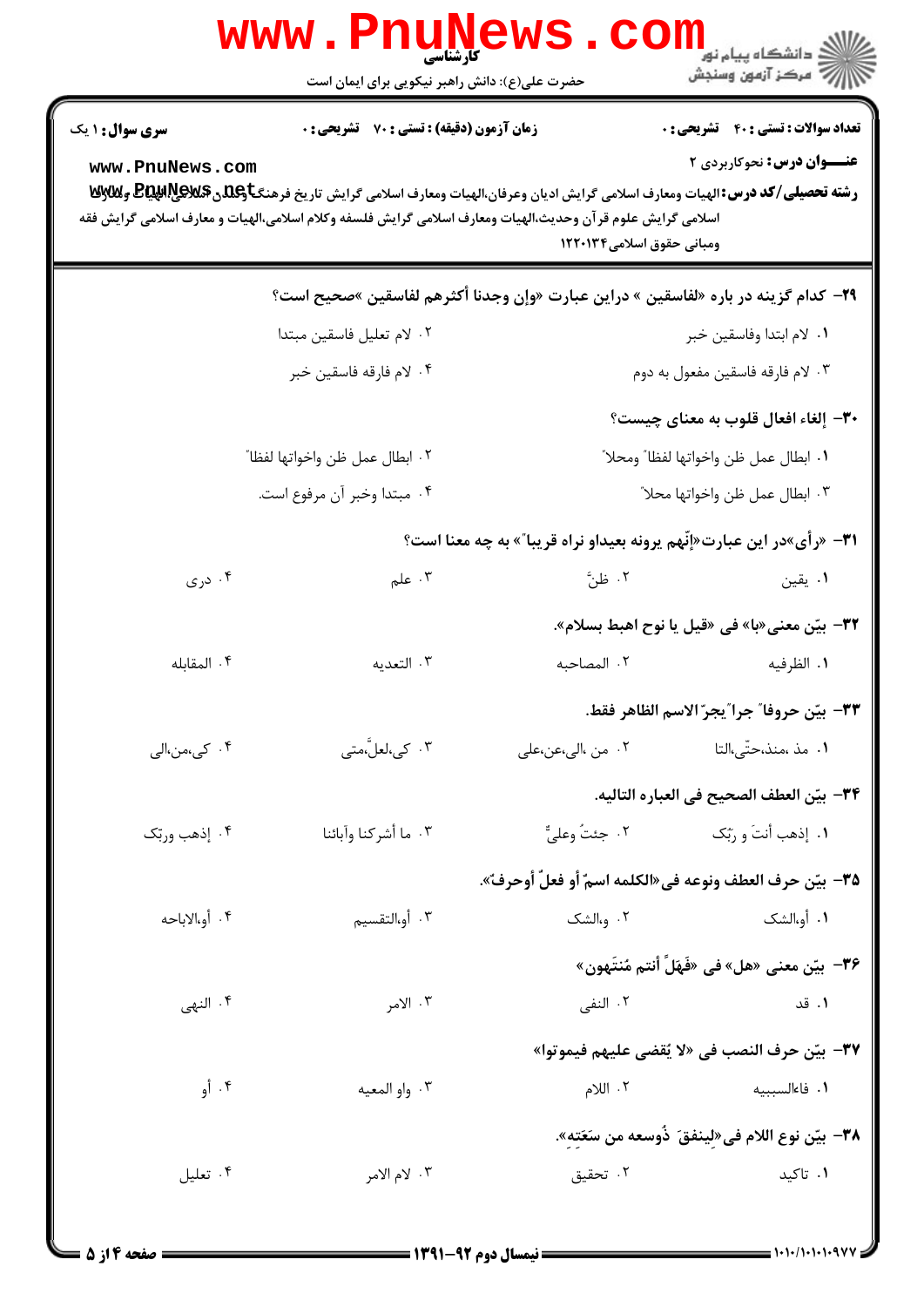**سری سوال:** ۱ یک | **زمان آزمون (دقیقه) : تستی :** ۷۰ **تشریحی :** ۰ | **تعداد سوالات : تستی :** ۴۰ **تشریحی :** ۰

**عنـــوان درس:** نحوکاربردی ۲

**رشته تحصیلی/کد درس:** الهیات ومعارف اسلامی گرایش ادیان وعرفان،الهیات ومعارف اسلامی گرایش تاریخ فرهنگ وتمدن اسلامی،الهیات و معارف اسلامی گرایش علوم قرآن وحدیث،الهیات ومعارف اسلامی گرایش فلسفه وکلام اسلامی،الهیات و معارف اسلامی گرایش فقه ومبانی حقوق اسلامی۱۲۲۰۱۳۴

**۲۹- کدام گزینه در باره «لفاسقین » دراین عبارت «وإن وجدنا أكثرهم لفاسقين »صحیح است؟**

۱. لام ابتدا وفاسقين خبر

۲. لام تعليل فاسقين مبتدا

۳. لام فارقه فاسقين مفعول به دوم

۴. لام فارقه فاسقين خبر

**۳۰- إلغاء افعال قلوب به معنای چیست؟**

۱. ابطال عمل ظن واخواتها لفظاً ومحلاً

۲. ابطال عمل ظن واخواتها لفظاً

۳. ابطال عمل ظن واخواتها محلاً

۴. مبتدا وخبر آن مرفوع است.

**۳۱- «رأى»در این عبارت«إنّهم يرونه بعيداو نراه قريباً» به چه معنا است؟**

۱. يقين

۲. ظنّ

۳. علم

۴. درى

**۳۲- بيّن معنى«با» فى «قيل يا نوح اهبط بسلام».**

۱. الظرفيه

۲. المصاحبه

۳. التعديه

۴. المقابله

**۳۳- بيّن حروفاً جراً يجرّ الاسم الظاهر فقط.**

۱. مذ ،منذ،حتّى،التا

۲. من ،الى،عن،على

۳. كى،لعلّ،متى

۴. كى،من،الى

**۳۴- بيّن العطف الصحيح فى العباره التاليه.**

۱. إذهب أنتَ و ربّك

۲. جئتُ وعليٍّ

۳. ما أشركنا وآبائنا

۴. إذهب وربك

**۳۵- بيّن حرف العطف ونوعه فى«الكلمه اسمٌ أو فعلٌ أوحرفٌ».**

۱. أو،الشك

۲. و،الشك

۳. أو،التقسيم

۴. أو،الاباحه

**۳۶- بيّن معنى «هل» فى «فَهَلْ أنتم مُنتَهون»**

۱. قد

۲. النفى

۳. الامر

۴. النهى

**۳۷- بيّن حرف النصب فى «لا يُقضى عليهم فيموتوا»**

۱. فاءالسببيه

۲. اللام

۳. واو المعيه

۴. أو

**۳۸- بيّن نوع اللام فى«لِينفقَ ذُوسعه من سَعَتِهِ».**

۱. تاكيد

۲. تحقيق

۳. لام الامر

۴. تعليل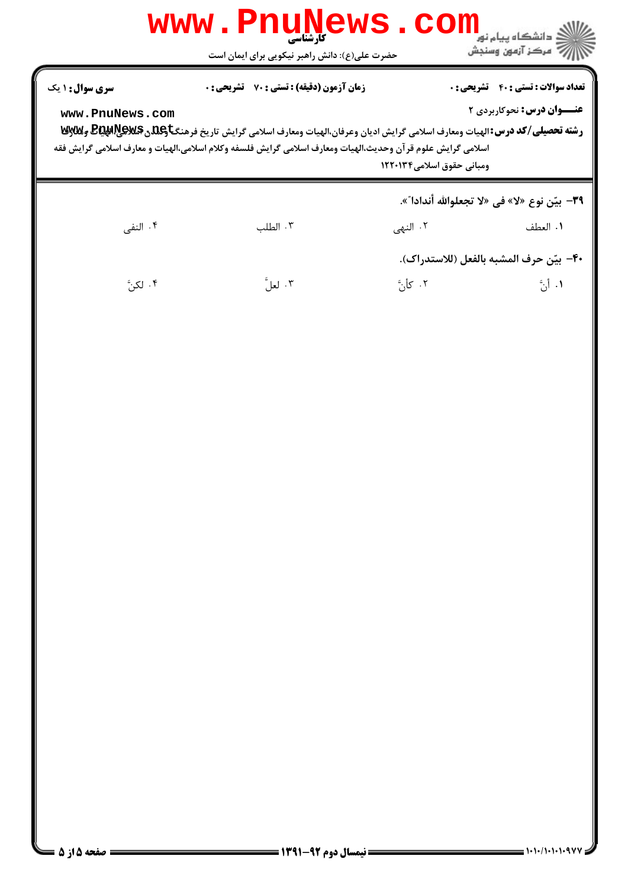**تعداد سوالات : تستی : ۴۰ تشریحی : ۰** | **زمان آزمون (دقیقه) : تستی : ۷۰ تشریحی : ۰** | **سری سوال : ۱ یک**

**عنـــوان درس:** نحوکاربردی ۲

**رشته تحصیلی/کد درس:** الهیات ومعارف اسلامی گرایش ادیان وعرفان،الهیات ومعارف اسلامی گرایش تاریخ فرهنگ وتمدن اسلامی،الهیات ومعارف اسلامی گرایش علوم قرآن وحدیث،الهیات ومعارف اسلامی گرایش فلسفه وکلام اسلامی،الهیات و معارف اسلامی گرایش فقه ومبانی حقوق اسلامی۱۲۲۰۱۳۴

**۳۹- بیّن نوع «لا» فی «لا تجعلوالله أنداداً».**

۱. العطف

۲. النهی

۳. الطلب

۴. النفی

**۴۰- بیّن حرف المشبه بالفعل (للاستدراک).**

۱. أنَّ

۲. کأنَّ

۳. لعلَّ

۴. لکنَّ